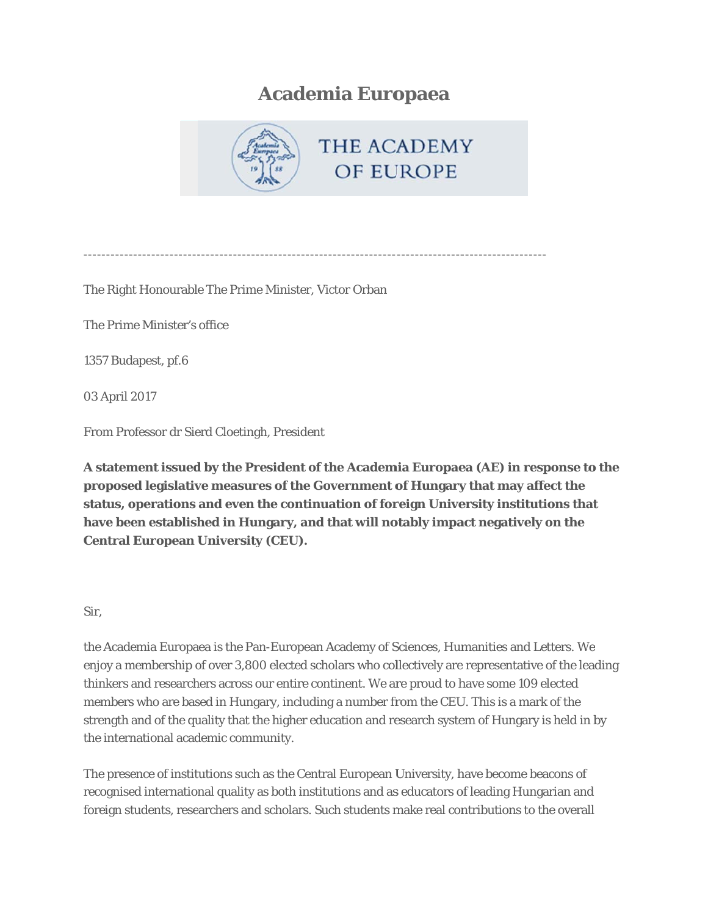# Academia Europaea

---

The Right Honourable The Prime Minister, Victor Orban

The Prime Minister's office

1357 Budapest, pf.6

03 April 2017

From Professor dr Sierd Cloetingh, President

**A statement issued by the President of the Academia Europaea (AE) in response to the proposed legislative measures of the Government of Hungary that may affect the status, operations and even the continuation of foreign University institutions that have been established in Hungary, and that will notably impact negatively on the Central European University (CEU).**

Sir,

the Academia Europaea is the Pan-European Academy of Sciences, Humanities and Letters. We enjoy a membership of over 3,800 elected scholars who collectively are representative of the leading thinkers and researchers across our entire continent. We are proud to have some 109 elected members who are based in Hungary, including a number from the CEU. This is a mark of the strength and of the quality that the higher education and research system of Hungary is held in by the international academic community.

The presence of institutions such as the Central European University, have become beacons of recognised international quality as both institutions and as educators of leading Hungarian and foreign students, researchers and scholars. Such students make real contributions to the overall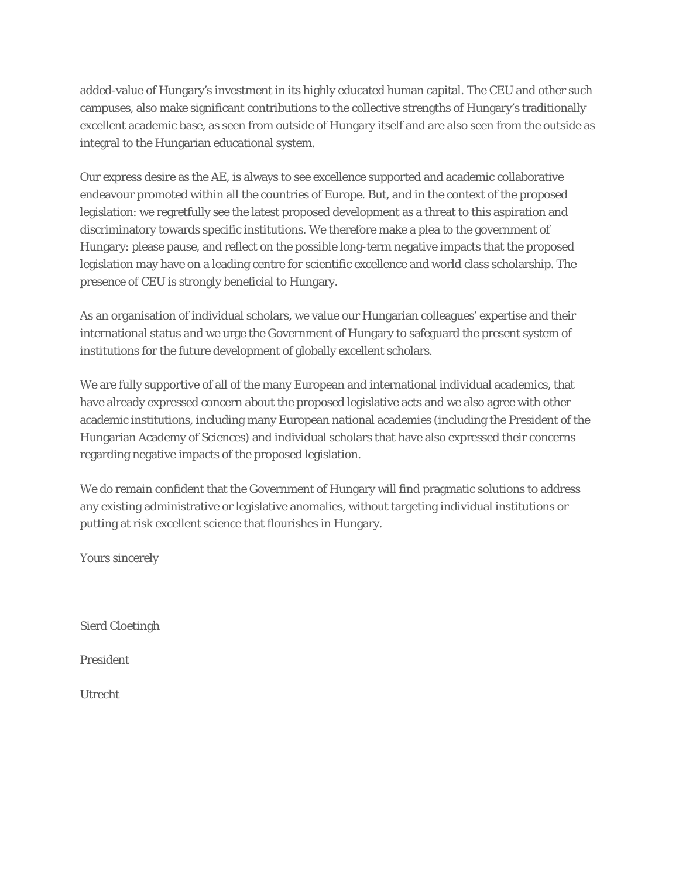added-value of Hungary's investment in its highly educated human capital. The CEU and other such campuses, also make significant contributions to the collective strengths of Hungary's traditionally excellent academic base, as seen from outside of Hungary itself and are also seen from the outside as integral to the Hungarian educational system.

Our express desire as the AE, is always to see excellence supported and academic collaborative endeavour promoted within all the countries of Europe. But, and in the context of the proposed legislation: we regretfully see the latest proposed development as a threat to this aspiration and discriminatory towards specific institutions. We therefore make a plea to the government of Hungary: please pause, and reflect on the possible long-term negative impacts that the proposed legislation may have on a leading centre for scientific excellence and world class scholarship. The presence of CEU is strongly beneficial to Hungary.

As an organisation of individual scholars, we value our Hungarian colleagues' expertise and their international status and we urge the Government of Hungary to safeguard the present system of institutions for the future development of globally excellent scholars.

We are fully supportive of all of the many European and international individual academics, that have already expressed concern about the proposed legislative acts and we also agree with other academic institutions, including many European national academies (including the President of the Hungarian Academy of Sciences) and individual scholars that have also expressed their concerns regarding negative impacts of the proposed legislation.

We do remain confident that the Government of Hungary will find pragmatic solutions to address any existing administrative or legislative anomalies, without targeting individual institutions or putting at risk excellent science that flourishes in Hungary.

Yours sincerely

Sierd Cloetingh

President

Utrecht